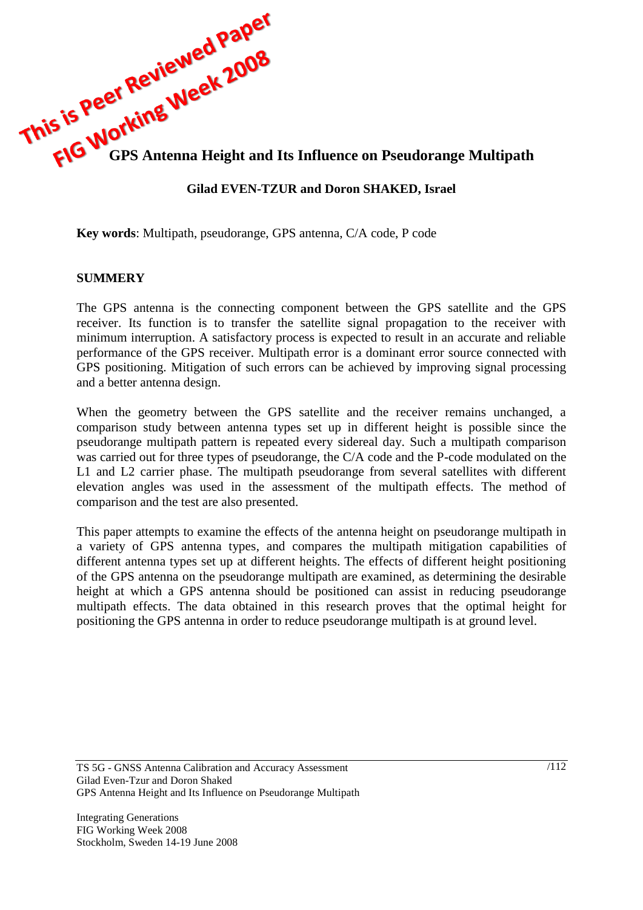This is Peer Reviewed Paper
FIG Working Week 2008

# GPS Antenna Height and Its Influence on Pseudorange Multipath

**Gilad EVEN-TZUR and Doron SHAKED, Israel**

**Key words**: Multipath, pseudorange, GPS antenna, C/A code, P code

## SUMMERY

The GPS antenna is the connecting component between the GPS satellite and the GPS receiver. Its function is to transfer the satellite signal propagation to the receiver with minimum interruption. A satisfactory process is expected to result in an accurate and reliable performance of the GPS receiver. Multipath error is a dominant error source connected with GPS positioning. Mitigation of such errors can be achieved by improving signal processing and a better antenna design.

When the geometry between the GPS satellite and the receiver remains unchanged, a comparison study between antenna types set up in different height is possible since the pseudorange multipath pattern is repeated every sidereal day. Such a multipath comparison was carried out for three types of pseudorange, the C/A code and the P-code modulated on the L1 and L2 carrier phase. The multipath pseudorange from several satellites with different elevation angles was used in the assessment of the multipath effects. The method of comparison and the test are also presented.

This paper attempts to examine the effects of the antenna height on pseudorange multipath in a variety of GPS antenna types, and compares the multipath mitigation capabilities of different antenna types set up at different heights. The effects of different height positioning of the GPS antenna on the pseudorange multipath are examined, as determining the desirable height at which a GPS antenna should be positioned can assist in reducing pseudorange multipath effects. The data obtained in this research proves that the optimal height for positioning the GPS antenna in order to reduce pseudorange multipath is at ground level.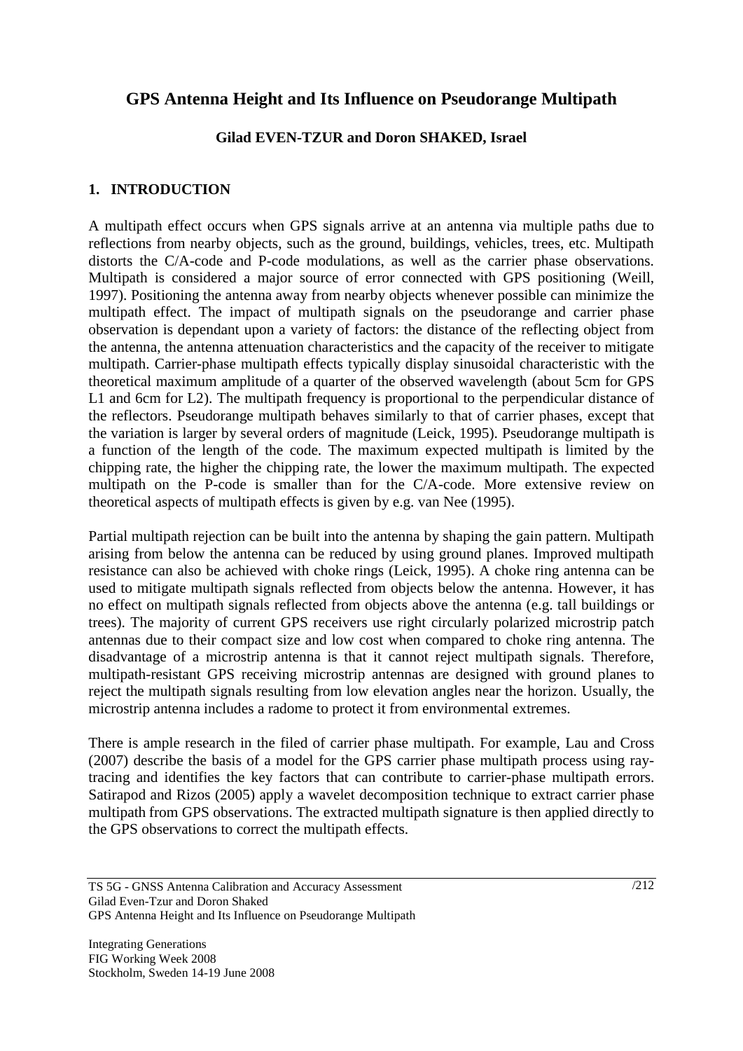# GPS Antenna Height and Its Influence on Pseudorange Multipath

**Gilad EVEN-TZUR and Doron SHAKED, Israel**

## 1. INTRODUCTION

A multipath effect occurs when GPS signals arrive at an antenna via multiple paths due to reflections from nearby objects, such as the ground, buildings, vehicles, trees, etc. Multipath distorts the C/A-code and P-code modulations, as well as the carrier phase observations. Multipath is considered a major source of error connected with GPS positioning (Weill, 1997). Positioning the antenna away from nearby objects whenever possible can minimize the multipath effect. The impact of multipath signals on the pseudorange and carrier phase observation is dependant upon a variety of factors: the distance of the reflecting object from the antenna, the antenna attenuation characteristics and the capacity of the receiver to mitigate multipath. Carrier-phase multipath effects typically display sinusoidal characteristic with the theoretical maximum amplitude of a quarter of the observed wavelength (about 5cm for GPS L1 and 6cm for L2). The multipath frequency is proportional to the perpendicular distance of the reflectors. Pseudorange multipath behaves similarly to that of carrier phases, except that the variation is larger by several orders of magnitude (Leick, 1995). Pseudorange multipath is a function of the length of the code. The maximum expected multipath is limited by the chipping rate, the higher the chipping rate, the lower the maximum multipath. The expected multipath on the P-code is smaller than for the C/A-code. More extensive review on theoretical aspects of multipath effects is given by e.g. van Nee (1995).

Partial multipath rejection can be built into the antenna by shaping the gain pattern. Multipath arising from below the antenna can be reduced by using ground planes. Improved multipath resistance can also be achieved with choke rings (Leick, 1995). A choke ring antenna can be used to mitigate multipath signals reflected from objects below the antenna. However, it has no effect on multipath signals reflected from objects above the antenna (e.g. tall buildings or trees). The majority of current GPS receivers use right circularly polarized microstrip patch antennas due to their compact size and low cost when compared to choke ring antenna. The disadvantage of a microstrip antenna is that it cannot reject multipath signals. Therefore, multipath-resistant GPS receiving microstrip antennas are designed with ground planes to reject the multipath signals resulting from low elevation angles near the horizon. Usually, the microstrip antenna includes a radome to protect it from environmental extremes.

There is ample research in the filed of carrier phase multipath. For example, Lau and Cross (2007) describe the basis of a model for the GPS carrier phase multipath process using ray-tracing and identifies the key factors that can contribute to carrier-phase multipath errors. Satirapod and Rizos (2005) apply a wavelet decomposition technique to extract carrier phase multipath from GPS observations. The extracted multipath signature is then applied directly to the GPS observations to correct the multipath effects.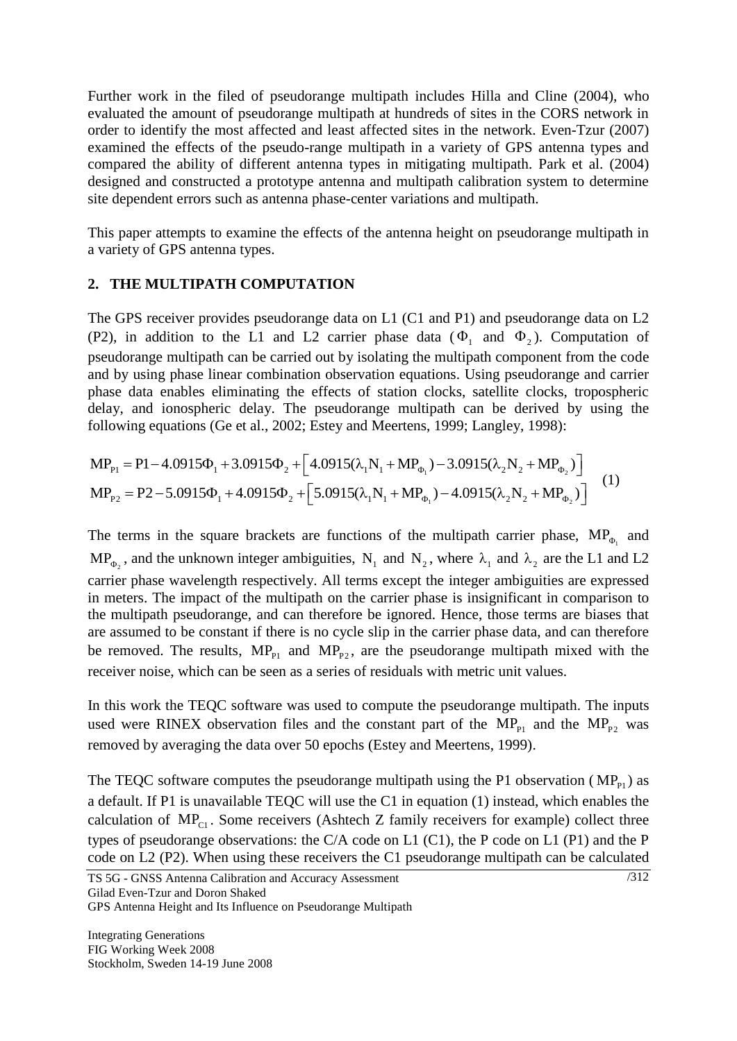Further work in the filed of pseudorange multipath includes Hilla and Cline (2004), who evaluated the amount of pseudorange multipath at hundreds of sites in the CORS network in order to identify the most affected and least affected sites in the network. Even-Tzur (2007) examined the effects of the pseudo-range multipath in a variety of GPS antenna types and compared the ability of different antenna types in mitigating multipath. Park et al. (2004) designed and constructed a prototype antenna and multipath calibration system to determine site dependent errors such as antenna phase-center variations and multipath.

This paper attempts to examine the effects of the antenna height on pseudorange multipath in a variety of GPS antenna types.

## 2. THE MULTIPATH COMPUTATION

The GPS receiver provides pseudorange data on L1 (C1 and P1) and pseudorange data on L2 (P2), in addition to the L1 and L2 carrier phase data ($\Phi_1$ and $\Phi_2$). Computation of pseudorange multipath can be carried out by isolating the multipath component from the code and by using phase linear combination observation equations. Using pseudorange and carrier phase data enables eliminating the effects of station clocks, satellite clocks, tropospheric delay, and ionospheric delay. The pseudorange multipath can be derived by using the following equations (Ge et al., 2002; Estey and Meertens, 1999; Langley, 1998):

$$
\begin{aligned}
MP_{P1} &= P1 - 4.0915\Phi_1 + 3.0915\Phi_2 + \left[4.0915(\lambda_1 N_1 + MP_{\Phi_1}) - 3.0915(\lambda_2 N_2 + MP_{\Phi_2})\right] \\
MP_{P2} &= P2 - 5.0915\Phi_1 + 4.0915\Phi_2 + \left[5.0915(\lambda_1 N_1 + MP_{\Phi_1}) - 4.0915(\lambda_2 N_2 + MP_{\Phi_2})\right]
\end{aligned}
\quad (1)
$$

The terms in the square brackets are functions of the multipath carrier phase, $MP_{\Phi_1}$ and $MP_{\Phi_2}$, and the unknown integer ambiguities, $N_1$ and $N_2$, where $\lambda_1$ and $\lambda_2$ are the L1 and L2 carrier phase wavelength respectively. All terms except the integer ambiguities are expressed in meters. The impact of the multipath on the carrier phase is insignificant in comparison to the multipath pseudorange, and can therefore be ignored. Hence, those terms are biases that are assumed to be constant if there is no cycle slip in the carrier phase data, and can therefore be removed. The results, $MP_{P1}$ and $MP_{P2}$, are the pseudorange multipath mixed with the receiver noise, which can be seen as a series of residuals with metric unit values.

In this work the TEQC software was used to compute the pseudorange multipath. The inputs used were RINEX observation files and the constant part of the $MP_{P1}$ and the $MP_{P2}$ was removed by averaging the data over 50 epochs (Estey and Meertens, 1999).

The TEQC software computes the pseudorange multipath using the P1 observation ($MP_{P1}$) as a default. If P1 is unavailable TEQC will use the C1 in equation (1) instead, which enables the calculation of $MP_{C1}$. Some receivers (Ashtech Z family receivers for example) collect three types of pseudorange observations: the C/A code on L1 (C1), the P code on L1 (P1) and the P code on L2 (P2). When using these receivers the C1 pseudorange multipath can be calculated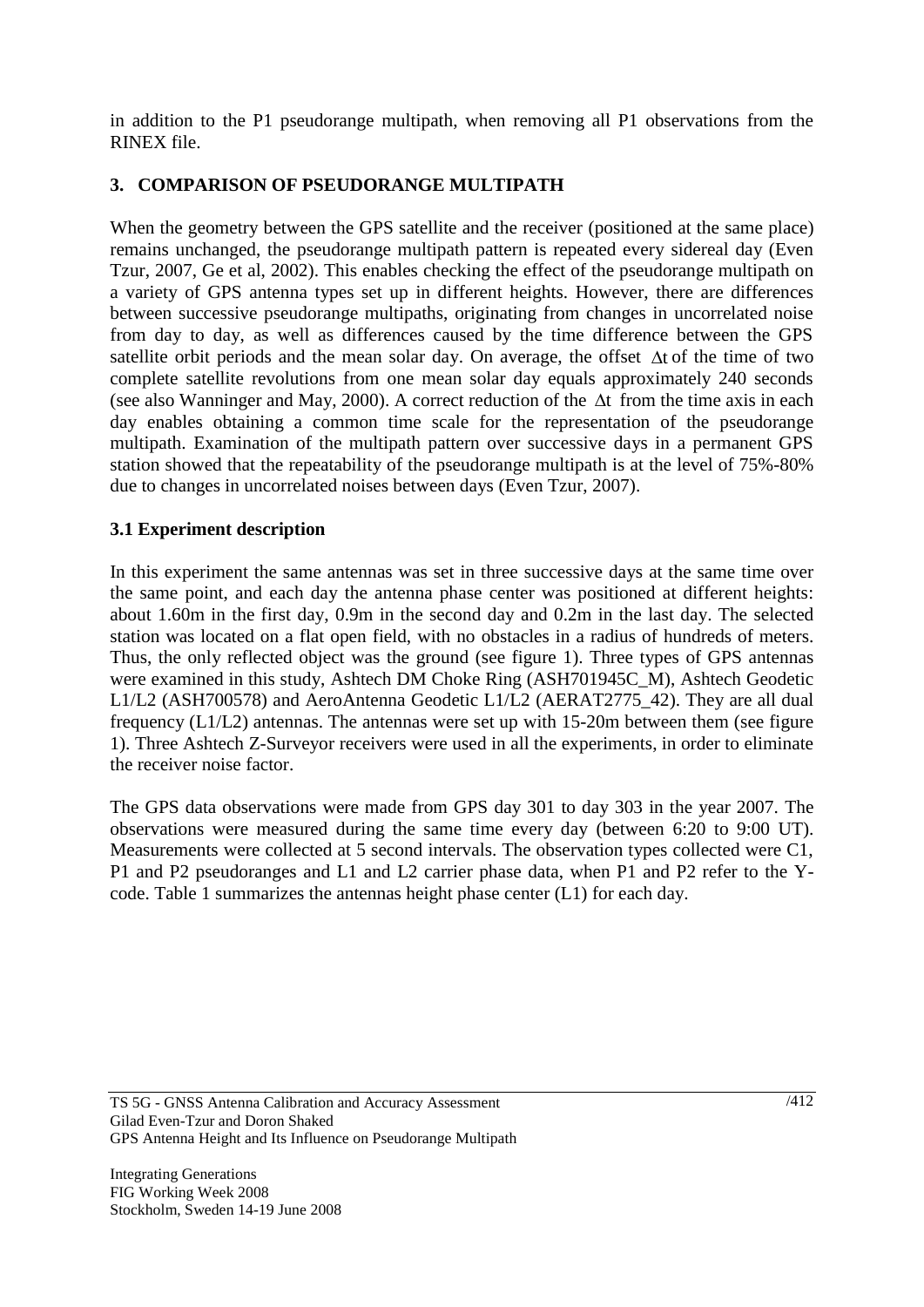in addition to the P1 pseudorange multipath, when removing all P1 observations from the RINEX file.

## 3. COMPARISON OF PSEUDORANGE MULTIPATH

When the geometry between the GPS satellite and the receiver (positioned at the same place) remains unchanged, the pseudorange multipath pattern is repeated every sidereal day (Even Tzur, 2007, Ge et al, 2002). This enables checking the effect of the pseudorange multipath on a variety of GPS antenna types set up in different heights. However, there are differences between successive pseudorange multipaths, originating from changes in uncorrelated noise from day to day, as well as differences caused by the time difference between the GPS satellite orbit periods and the mean solar day. On average, the offset $\Delta t$ of the time of two complete satellite revolutions from one mean solar day equals approximately 240 seconds (see also Wanninger and May, 2000). A correct reduction of the $\Delta t$ from the time axis in each day enables obtaining a common time scale for the representation of the pseudorange multipath. Examination of the multipath pattern over successive days in a permanent GPS station showed that the repeatability of the pseudorange multipath is at the level of 75%-80% due to changes in uncorrelated noises between days (Even Tzur, 2007).

### 3.1 Experiment description

In this experiment the same antennas was set in three successive days at the same time over the same point, and each day the antenna phase center was positioned at different heights: about 1.60m in the first day, 0.9m in the second day and 0.2m in the last day. The selected station was located on a flat open field, with no obstacles in a radius of hundreds of meters. Thus, the only reflected object was the ground (see figure 1). Three types of GPS antennas were examined in this study, Ashtech DM Choke Ring (ASH701945C_M), Ashtech Geodetic L1/L2 (ASH700578) and AeroAntenna Geodetic L1/L2 (AERAT2775_42). They are all dual frequency (L1/L2) antennas. The antennas were set up with 15-20m between them (see figure 1). Three Ashtech Z-Surveyor receivers were used in all the experiments, in order to eliminate the receiver noise factor.

The GPS data observations were made from GPS day 301 to day 303 in the year 2007. The observations were measured during the same time every day (between 6:20 to 9:00 UT). Measurements were collected at 5 second intervals. The observation types collected were C1, P1 and P2 pseudoranges and L1 and L2 carrier phase data, when P1 and P2 refer to the Y-code. Table 1 summarizes the antennas height phase center (L1) for each day.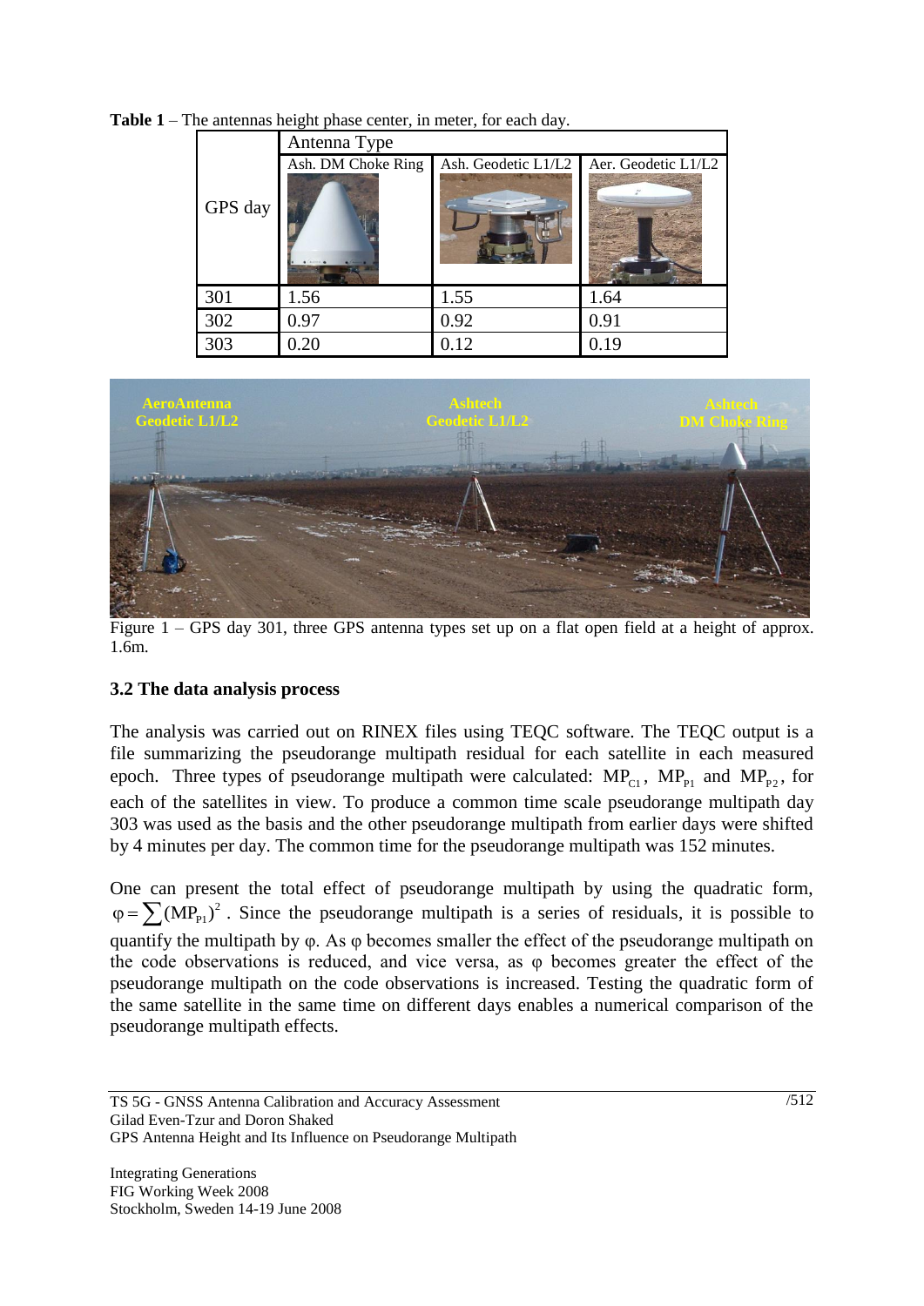**Table 1** – The antennas height phase center, in meter, for each day.

| GPS day | Antenna Type | | |
|---|---|---|---|
| | Ash. DM Choke Ring | Ash. Geodetic L1/L2 | Aer. Geodetic L1/L2 |
| 301 | 1.56 | 1.55 | 1.64 |
| 302 | 0.97 | 0.92 | 0.91 |
| 303 | 0.20 | 0.12 | 0.19 |

Figure 1 – GPS day 301, three GPS antenna types set up on a flat open field at a height of approx. 1.6m.

### 3.2 The data analysis process

The analysis was carried out on RINEX files using TEQC software. The TEQC output is a file summarizing the pseudorange multipath residual for each satellite in each measured epoch. Three types of pseudorange multipath were calculated: $MP_{C1}$, $MP_{P1}$ and $MP_{P2}$, for each of the satellites in view. To produce a common time scale pseudorange multipath day 303 was used as the basis and the other pseudorange multipath from earlier days were shifted by 4 minutes per day. The common time for the pseudorange multipath was 152 minutes.

One can present the total effect of pseudorange multipath by using the quadratic form, $\varphi = \sum (MP_{P1})^2$. Since the pseudorange multipath is a series of residuals, it is possible to quantify the multipath by $\varphi$. As $\varphi$ becomes smaller the effect of the pseudorange multipath on the code observations is reduced, and vice versa, as $\varphi$ becomes greater the effect of the pseudorange multipath on the code observations is increased. Testing the quadratic form of the same satellite in the same time on different days enables a numerical comparison of the pseudorange multipath effects.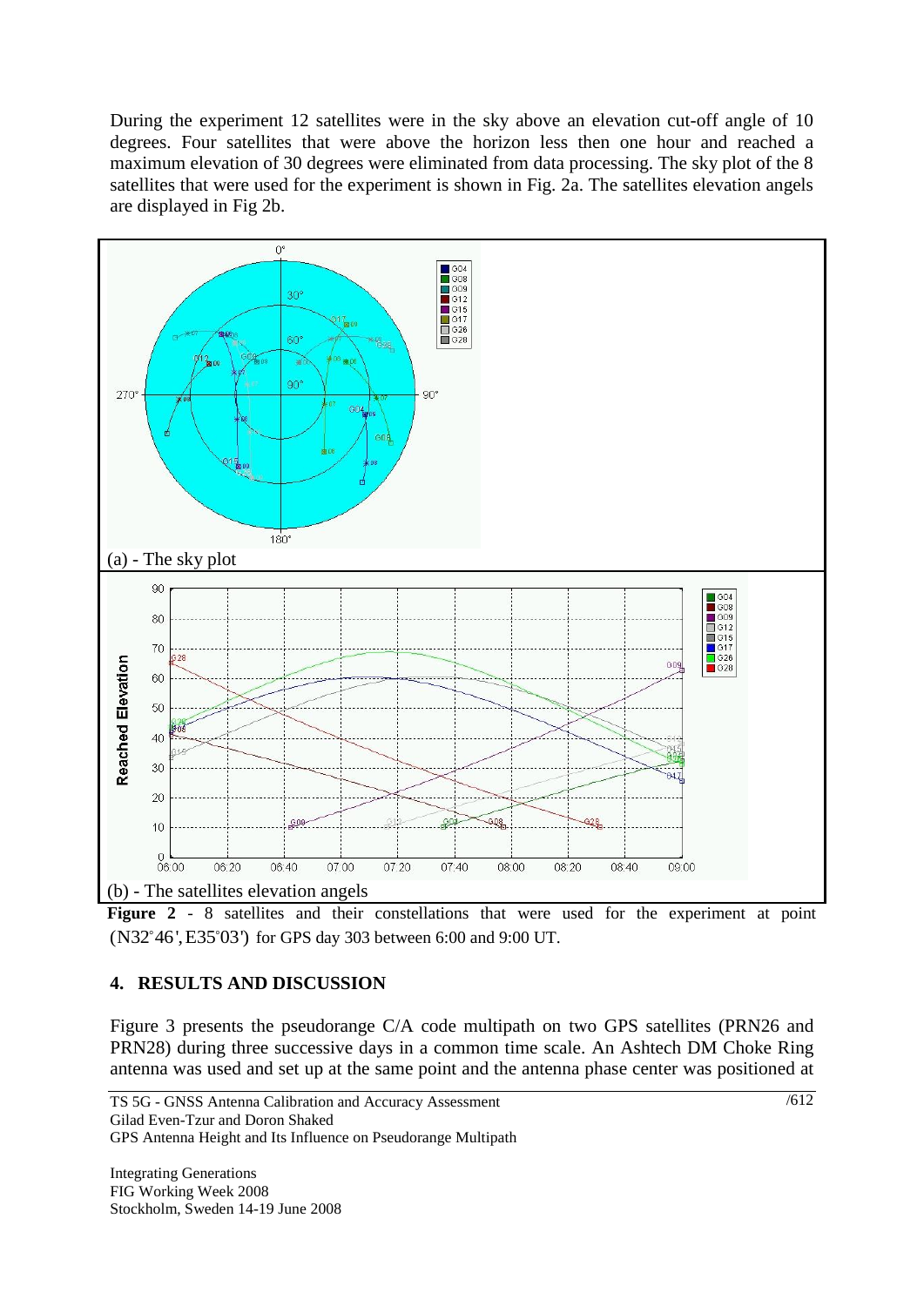During the experiment 12 satellites were in the sky above an elevation cut-off angle of 10 degrees. Four satellites that were above the horizon less then one hour and reached a maximum elevation of 30 degrees were eliminated from data processing. The sky plot of the 8 satellites that were used for the experiment is shown in Fig. 2a. The satellites elevation angels are displayed in Fig 2b.

(a) - The sky plot

(b) - The satellites elevation angels

**Figure 2** - 8 satellites and their constellations that were used for the experiment at point $(N32^{\circ}46', E35^{\circ}03')$ for GPS day 303 between 6:00 and 9:00 UT.

## 4. RESULTS AND DISCUSSION

Figure 3 presents the pseudorange C/A code multipath on two GPS satellites (PRN26 and PRN28) during three successive days in a common time scale. An Ashtech DM Choke Ring antenna was used and set up at the same point and the antenna phase center was positioned at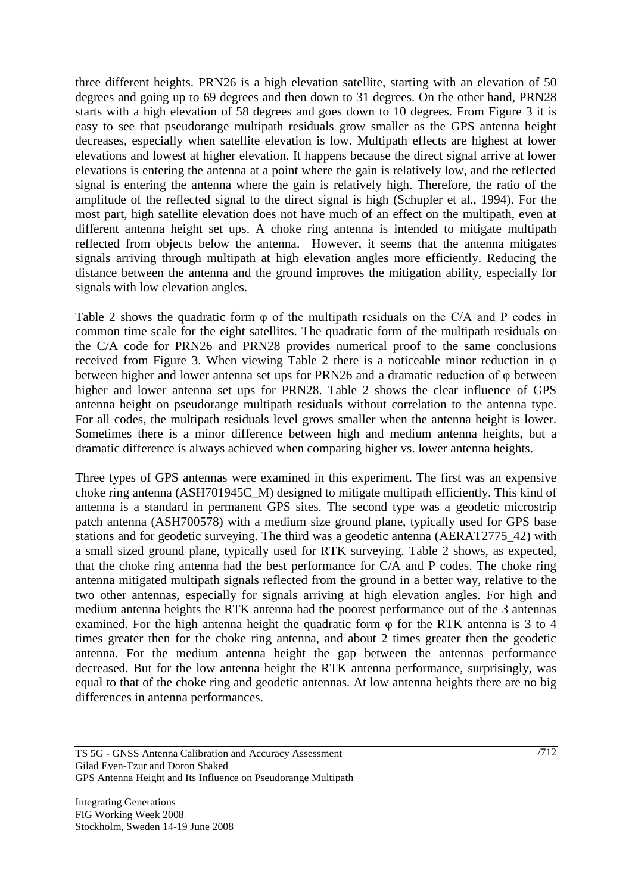three different heights. PRN26 is a high elevation satellite, starting with an elevation of 50 degrees and going up to 69 degrees and then down to 31 degrees. On the other hand, PRN28 starts with a high elevation of 58 degrees and goes down to 10 degrees. From Figure 3 it is easy to see that pseudorange multipath residuals grow smaller as the GPS antenna height decreases, especially when satellite elevation is low. Multipath effects are highest at lower elevations and lowest at higher elevation. It happens because the direct signal arrive at lower elevations is entering the antenna at a point where the gain is relatively low, and the reflected signal is entering the antenna where the gain is relatively high. Therefore, the ratio of the amplitude of the reflected signal to the direct signal is high (Schupler et al., 1994). For the most part, high satellite elevation does not have much of an effect on the multipath, even at different antenna height set ups. A choke ring antenna is intended to mitigate multipath reflected from objects below the antenna. However, it seems that the antenna mitigates signals arriving through multipath at high elevation angles more efficiently. Reducing the distance between the antenna and the ground improves the mitigation ability, especially for signals with low elevation angles.

Table 2 shows the quadratic form $\varphi$ of the multipath residuals on the C/A and P codes in common time scale for the eight satellites. The quadratic form of the multipath residuals on the C/A code for PRN26 and PRN28 provides numerical proof to the same conclusions received from Figure 3. When viewing Table 2 there is a noticeable minor reduction in $\varphi$ between higher and lower antenna set ups for PRN26 and a dramatic reduction of $\varphi$ between higher and lower antenna set ups for PRN28. Table 2 shows the clear influence of GPS antenna height on pseudorange multipath residuals without correlation to the antenna type. For all codes, the multipath residuals level grows smaller when the antenna height is lower. Sometimes there is a minor difference between high and medium antenna heights, but a dramatic difference is always achieved when comparing higher vs. lower antenna heights.

Three types of GPS antennas were examined in this experiment. The first was an expensive choke ring antenna (ASH701945C_M) designed to mitigate multipath efficiently. This kind of antenna is a standard in permanent GPS sites. The second type was a geodetic microstrip patch antenna (ASH700578) with a medium size ground plane, typically used for GPS base stations and for geodetic surveying. The third was a geodetic antenna (AERAT2775_42) with a small sized ground plane, typically used for RTK surveying. Table 2 shows, as expected, that the choke ring antenna had the best performance for C/A and P codes. The choke ring antenna mitigated multipath signals reflected from the ground in a better way, relative to the two other antennas, especially for signals arriving at high elevation angles. For high and medium antenna heights the RTK antenna had the poorest performance out of the 3 antennas examined. For the high antenna height the quadratic form $\varphi$ for the RTK antenna is 3 to 4 times greater then for the choke ring antenna, and about 2 times greater then the geodetic antenna. For the medium antenna height the gap between the antennas performance decreased. But for the low antenna height the RTK antenna performance, surprisingly, was equal to that of the choke ring and geodetic antennas. At low antenna heights there are no big differences in antenna performances.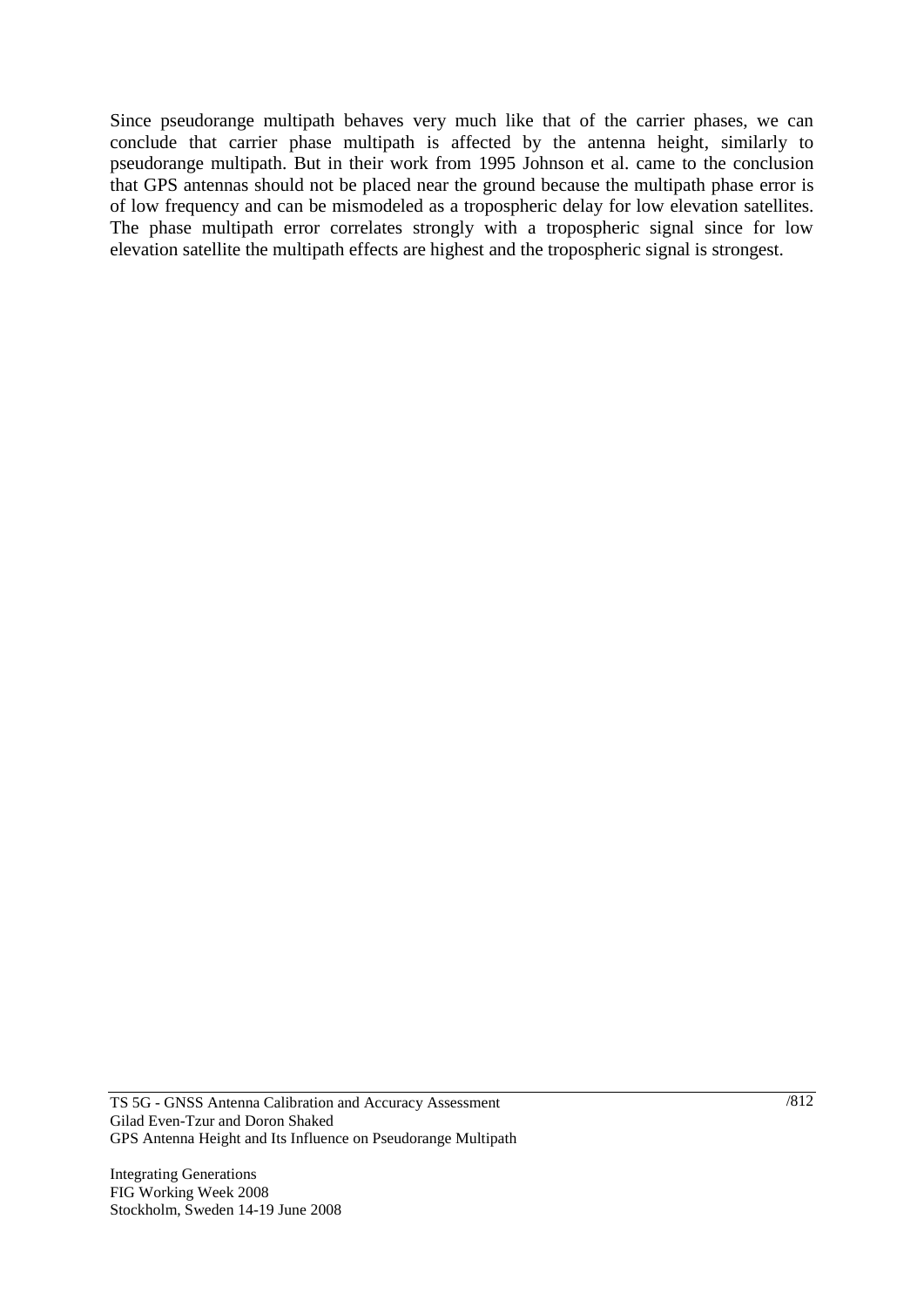Since pseudorange multipath behaves very much like that of the carrier phases, we can conclude that carrier phase multipath is affected by the antenna height, similarly to pseudorange multipath. But in their work from 1995 Johnson et al. came to the conclusion that GPS antennas should not be placed near the ground because the multipath phase error is of low frequency and can be mismodeled as a tropospheric delay for low elevation satellites. The phase multipath error correlates strongly with a tropospheric signal since for low elevation satellite the multipath effects are highest and the tropospheric signal is strongest.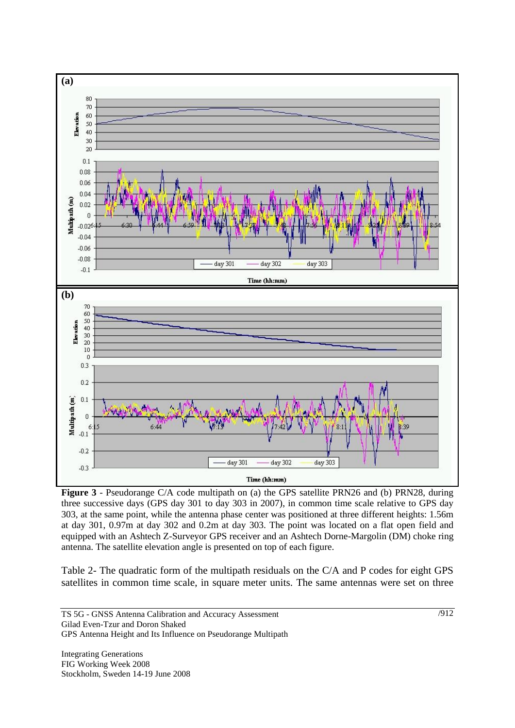**Figure 3** - Pseudorange C/A code multipath on (a) the GPS satellite PRN26 and (b) PRN28, during three successive days (GPS day 301 to day 303 in 2007), in common time scale relative to GPS day 303, at the same point, while the antenna phase center was positioned at three different heights: 1.56m at day 301, 0.97m at day 302 and 0.2m at day 303. The point was located on a flat open field and equipped with an Ashtech Z-Surveyor GPS receiver and an Ashtech Dorne-Margolin (DM) choke ring antenna. The satellite elevation angle is presented on top of each figure.

Table 2- The quadratic form of the multipath residuals on the C/A and P codes for eight GPS satellites in common time scale, in square meter units. The same antennas were set on three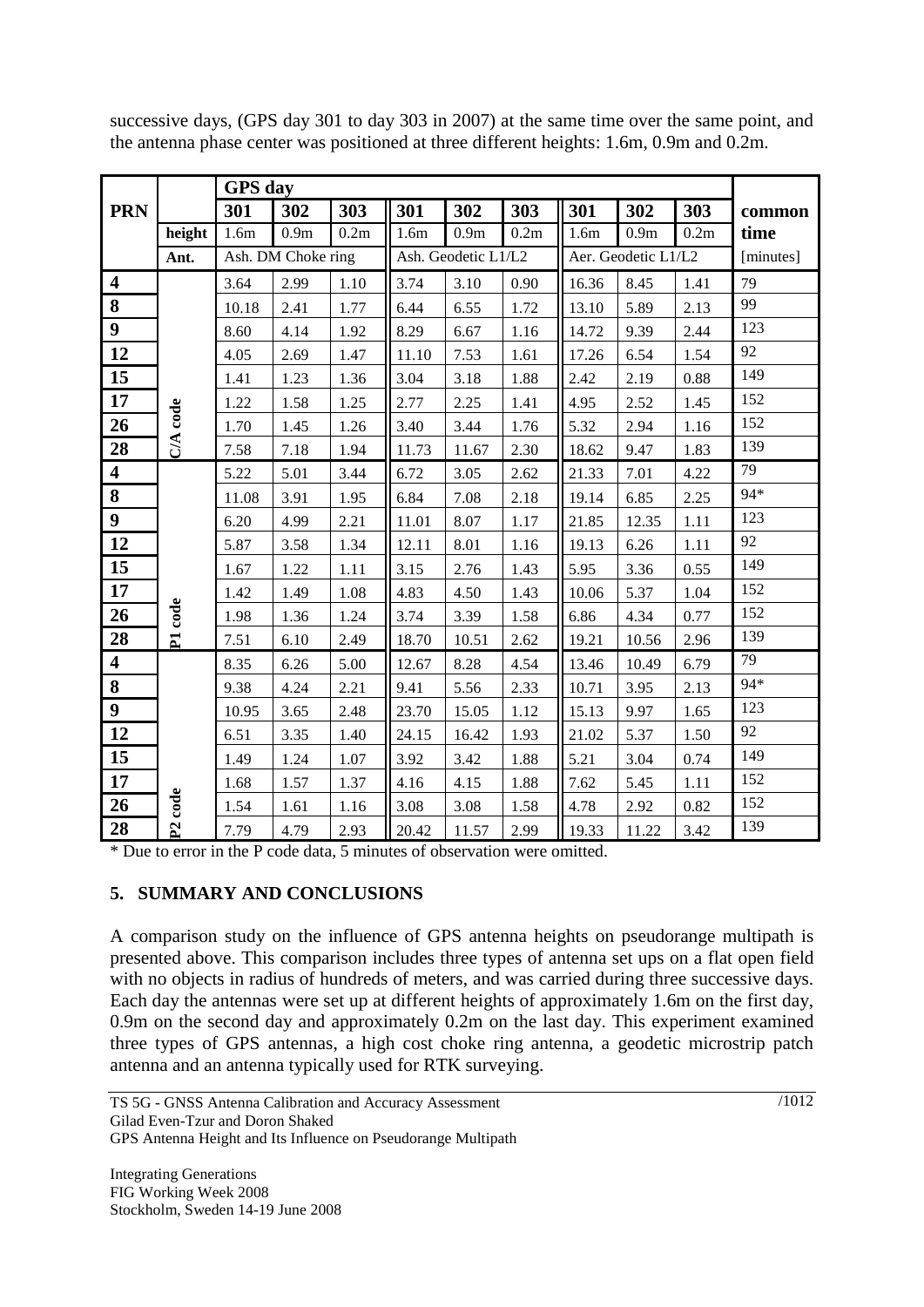successive days, (GPS day 301 to day 303 in 2007) at the same time over the same point, and the antenna phase center was positioned at three different heights: 1.6m, 0.9m and 0.2m.

| PRN | | GPS day | | | | | | | | | common time |
|---|---|---|---|---|---|---|---|---|---|---|---|
| | | 301 | 302 | 303 | 301 | 302 | 303 | 301 | 302 | 303 | |
| | height | 1.6m | 0.9m | 0.2m | 1.6m | 0.9m | 0.2m | 1.6m | 0.9m | 0.2m | |
| | Ant. | Ash. DM Choke ring | | | Ash. Geodetic L1/L2 | | | Aer. Geodetic L1/L2 | | | [minutes] |
| **4** | C/A code | 3.64 | 2.99 | 1.10 | 3.74 | 3.10 | 0.90 | 16.36 | 8.45 | 1.41 | 79 |
| **8** | | 10.18 | 2.41 | 1.77 | 6.44 | 6.55 | 1.72 | 13.10 | 5.89 | 2.13 | 99 |
| **9** | | 8.60 | 4.14 | 1.92 | 8.29 | 6.67 | 1.16 | 14.72 | 9.39 | 2.44 | 123 |
| **12** | | 4.05 | 2.69 | 1.47 | 11.10 | 7.53 | 1.61 | 17.26 | 6.54 | 1.54 | 92 |
| **15** | | 1.41 | 1.23 | 1.36 | 3.04 | 3.18 | 1.88 | 2.42 | 2.19 | 0.88 | 149 |
| **17** | | 1.22 | 1.58 | 1.25 | 2.77 | 2.25 | 1.41 | 4.95 | 2.52 | 1.45 | 152 |
| **26** | | 1.70 | 1.45 | 1.26 | 3.40 | 3.44 | 1.76 | 5.32 | 2.94 | 1.16 | 152 |
| **28** | | 7.58 | 7.18 | 1.94 | 11.73 | 11.67 | 2.30 | 18.62 | 9.47 | 1.83 | 139 |
| **4** | P1 code | 5.22 | 5.01 | 3.44 | 6.72 | 3.05 | 2.62 | 21.33 | 7.01 | 4.22 | 79 |
| **8** | | 11.08 | 3.91 | 1.95 | 6.84 | 7.08 | 2.18 | 19.14 | 6.85 | 2.25 | 94* |
| **9** | | 6.20 | 4.99 | 2.21 | 11.01 | 8.07 | 1.17 | 21.85 | 12.35 | 1.11 | 123 |
| **12** | | 5.87 | 3.58 | 1.34 | 12.11 | 8.01 | 1.16 | 19.13 | 6.26 | 1.11 | 92 |
| **15** | | 1.67 | 1.22 | 1.11 | 3.15 | 2.76 | 1.43 | 5.95 | 3.36 | 0.55 | 149 |
| **17** | | 1.42 | 1.49 | 1.08 | 4.83 | 4.50 | 1.43 | 10.06 | 5.37 | 1.04 | 152 |
| **26** | | 1.98 | 1.36 | 1.24 | 3.74 | 3.39 | 1.58 | 6.86 | 4.34 | 0.77 | 152 |
| **28** | | 7.51 | 6.10 | 2.49 | 18.70 | 10.51 | 2.62 | 19.21 | 10.56 | 2.96 | 139 |
| **4** | P2 code | 8.35 | 6.26 | 5.00 | 12.67 | 8.28 | 4.54 | 13.46 | 10.49 | 6.79 | 79 |
| **8** | | 9.38 | 4.24 | 2.21 | 9.41 | 5.56 | 2.33 | 10.71 | 3.95 | 2.13 | 94* |
| **9** | | 10.95 | 3.65 | 2.48 | 23.70 | 15.05 | 1.12 | 15.13 | 9.97 | 1.65 | 123 |
| **12** | | 6.51 | 3.35 | 1.40 | 24.15 | 16.42 | 1.93 | 21.02 | 5.37 | 1.50 | 92 |
| **15** | | 1.49 | 1.24 | 1.07 | 3.92 | 3.42 | 1.88 | 5.21 | 3.04 | 0.74 | 149 |
| **17** | | 1.68 | 1.57 | 1.37 | 4.16 | 4.15 | 1.88 | 7.62 | 5.45 | 1.11 | 152 |
| **26** | | 1.54 | 1.61 | 1.16 | 3.08 | 3.08 | 1.58 | 4.78 | 2.92 | 0.82 | 152 |
| **28** | | 7.79 | 4.79 | 2.93 | 20.42 | 11.57 | 2.99 | 19.33 | 11.22 | 3.42 | 139 |

* Due to error in the P code data, 5 minutes of observation were omitted.

## 5. SUMMARY AND CONCLUSIONS

A comparison study on the influence of GPS antenna heights on pseudorange multipath is presented above. This comparison includes three types of antenna set ups on a flat open field with no objects in radius of hundreds of meters, and was carried during three successive days. Each day the antennas were set up at different heights of approximately 1.6m on the first day, 0.9m on the second day and approximately 0.2m on the last day. This experiment examined three types of GPS antennas, a high cost choke ring antenna, a geodetic microstrip patch antenna and an antenna typically used for RTK surveying.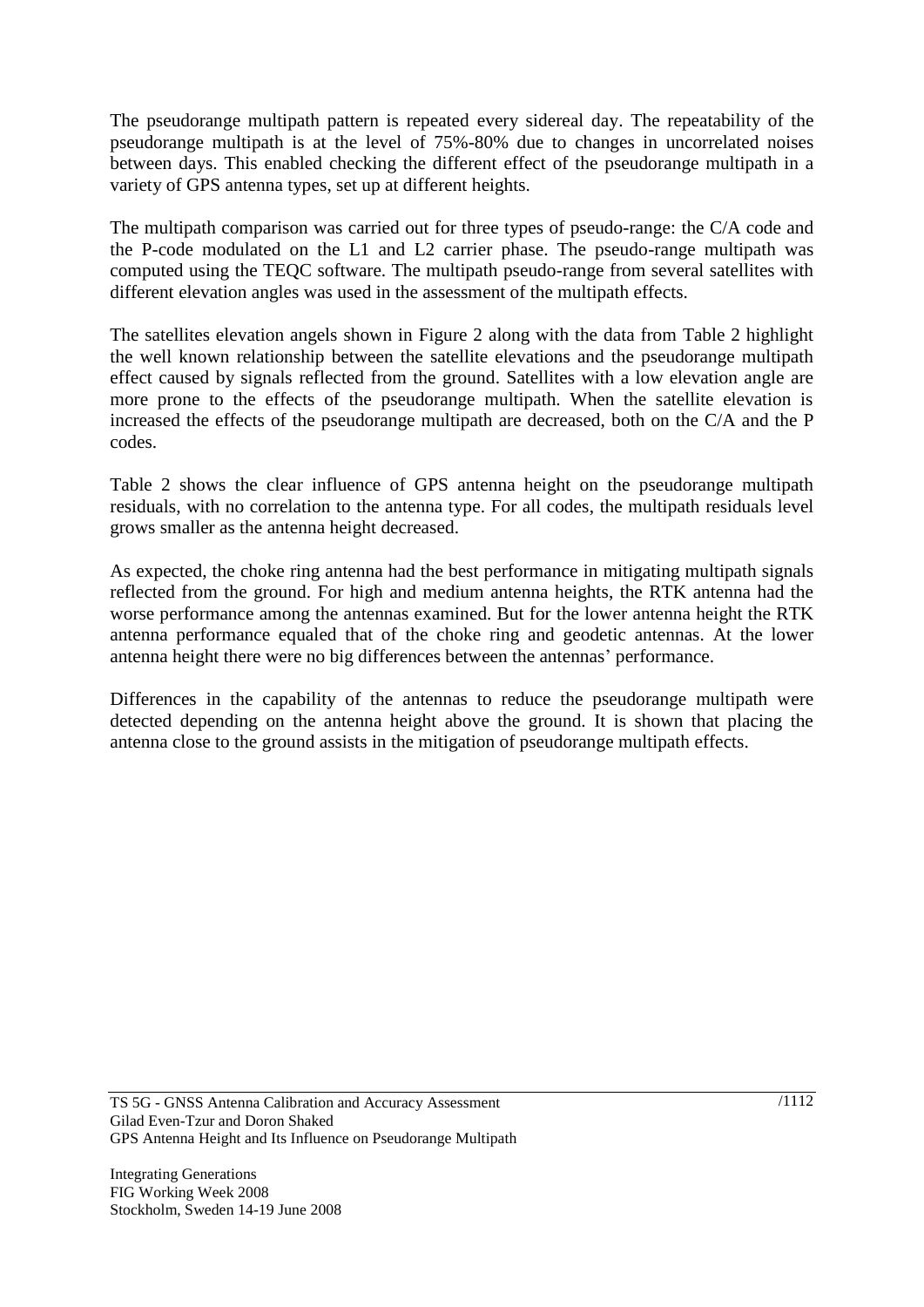The pseudorange multipath pattern is repeated every sidereal day. The repeatability of the pseudorange multipath is at the level of 75%-80% due to changes in uncorrelated noises between days. This enabled checking the different effect of the pseudorange multipath in a variety of GPS antenna types, set up at different heights.

The multipath comparison was carried out for three types of pseudo-range: the C/A code and the P-code modulated on the L1 and L2 carrier phase. The pseudo-range multipath was computed using the TEQC software. The multipath pseudo-range from several satellites with different elevation angles was used in the assessment of the multipath effects.

The satellites elevation angels shown in Figure 2 along with the data from Table 2 highlight the well known relationship between the satellite elevations and the pseudorange multipath effect caused by signals reflected from the ground. Satellites with a low elevation angle are more prone to the effects of the pseudorange multipath. When the satellite elevation is increased the effects of the pseudorange multipath are decreased, both on the C/A and the P codes.

Table 2 shows the clear influence of GPS antenna height on the pseudorange multipath residuals, with no correlation to the antenna type. For all codes, the multipath residuals level grows smaller as the antenna height decreased.

As expected, the choke ring antenna had the best performance in mitigating multipath signals reflected from the ground. For high and medium antenna heights, the RTK antenna had the worse performance among the antennas examined. But for the lower antenna height the RTK antenna performance equaled that of the choke ring and geodetic antennas. At the lower antenna height there were no big differences between the antennas' performance.

Differences in the capability of the antennas to reduce the pseudorange multipath were detected depending on the antenna height above the ground. It is shown that placing the antenna close to the ground assists in the mitigation of pseudorange multipath effects.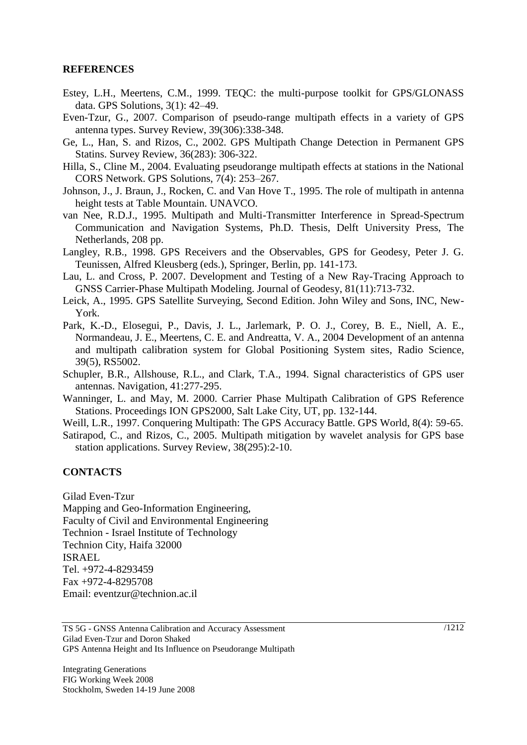## REFERENCES

Estey, L.H., Meertens, C.M., 1999. TEQC: the multi-purpose toolkit for GPS/GLONASS data. GPS Solutions, 3(1): 42–49.

Even-Tzur, G., 2007. Comparison of pseudo-range multipath effects in a variety of GPS antenna types. Survey Review, 39(306):338-348.

Ge, L., Han, S. and Rizos, C., 2002. GPS Multipath Change Detection in Permanent GPS Statins. Survey Review, 36(283): 306-322.

Hilla, S., Cline M., 2004. Evaluating pseudorange multipath effects at stations in the National CORS Network. GPS Solutions, 7(4): 253–267.

Johnson, J., J. Braun, J., Rocken, C. and Van Hove T., 1995. The role of multipath in antenna height tests at Table Mountain. UNAVCO.

van Nee, R.D.J., 1995. Multipath and Multi-Transmitter Interference in Spread-Spectrum Communication and Navigation Systems, Ph.D. Thesis, Delft University Press, The Netherlands, 208 pp.

Langley, R.B., 1998. GPS Receivers and the Observables, GPS for Geodesy, Peter J. G. Teunissen, Alfred Kleusberg (eds.), Springer, Berlin, pp. 141-173.

Lau, L. and Cross, P. 2007. Development and Testing of a New Ray-Tracing Approach to GNSS Carrier-Phase Multipath Modeling. Journal of Geodesy, 81(11):713-732.

Leick, A., 1995. GPS Satellite Surveying, Second Edition. John Wiley and Sons, INC, New-York.

Park, K.-D., Elosegui, P., Davis, J. L., Jarlemark, P. O. J., Corey, B. E., Niell, A. E., Normandeau, J. E., Meertens, C. E. and Andreatta, V. A., 2004 Development of an antenna and multipath calibration system for Global Positioning System sites, Radio Science, 39(5), RS5002.

Schupler, B.R., Allshouse, R.L., and Clark, T.A., 1994. Signal characteristics of GPS user antennas. Navigation, 41:277-295.

Wanninger, L. and May, M. 2000. Carrier Phase Multipath Calibration of GPS Reference Stations. Proceedings ION GPS2000, Salt Lake City, UT, pp. 132-144.

Weill, L.R., 1997. Conquering Multipath: The GPS Accuracy Battle. GPS World, 8(4): 59-65.

Satirapod, C., and Rizos, C., 2005. Multipath mitigation by wavelet analysis for GPS base station applications. Survey Review, 38(295):2-10.

## CONTACTS

Gilad Even-Tzur
Mapping and Geo-Information Engineering,
Faculty of Civil and Environmental Engineering
Technion - Israel Institute of Technology
Technion City, Haifa 32000
ISRAEL
Tel. +972-4-8293459
Fax +972-4-8295708
Email: eventzur@technion.ac.il